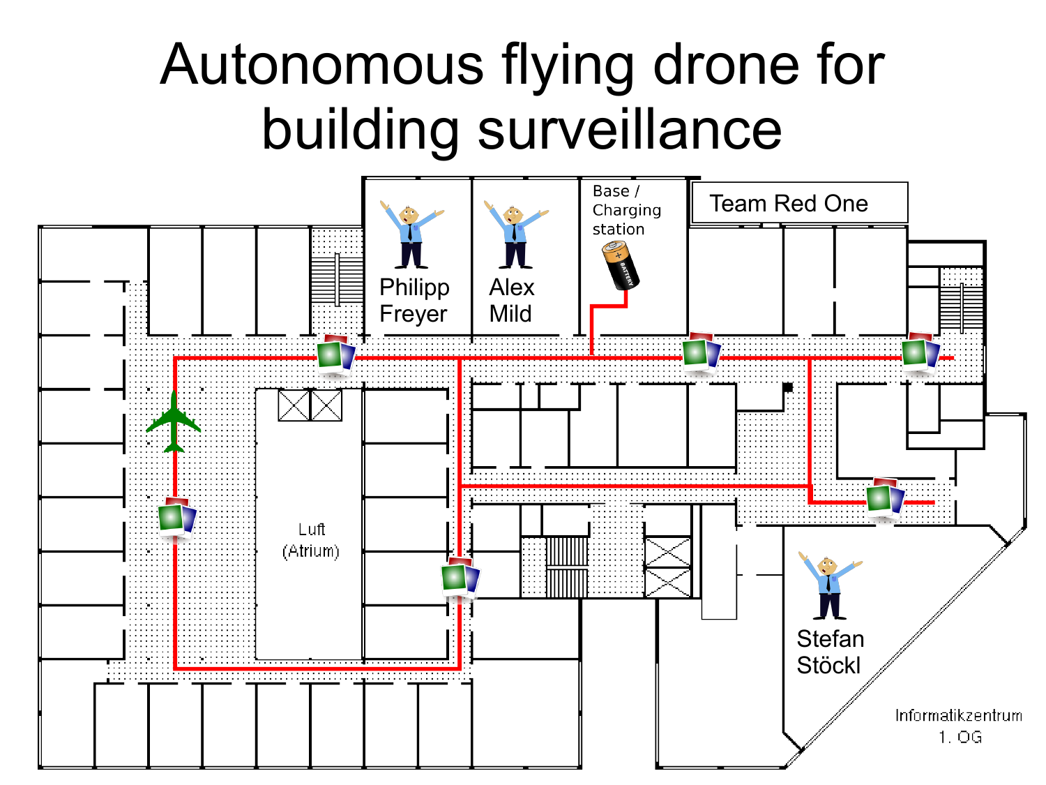# Autonomous flying drone for building surveillance

Philipp Freyer

Alex Mild

Base / Charging station

Team Red One

Luft (Atrium)

Stefan Stöckl

Informatikzentrum 1. OG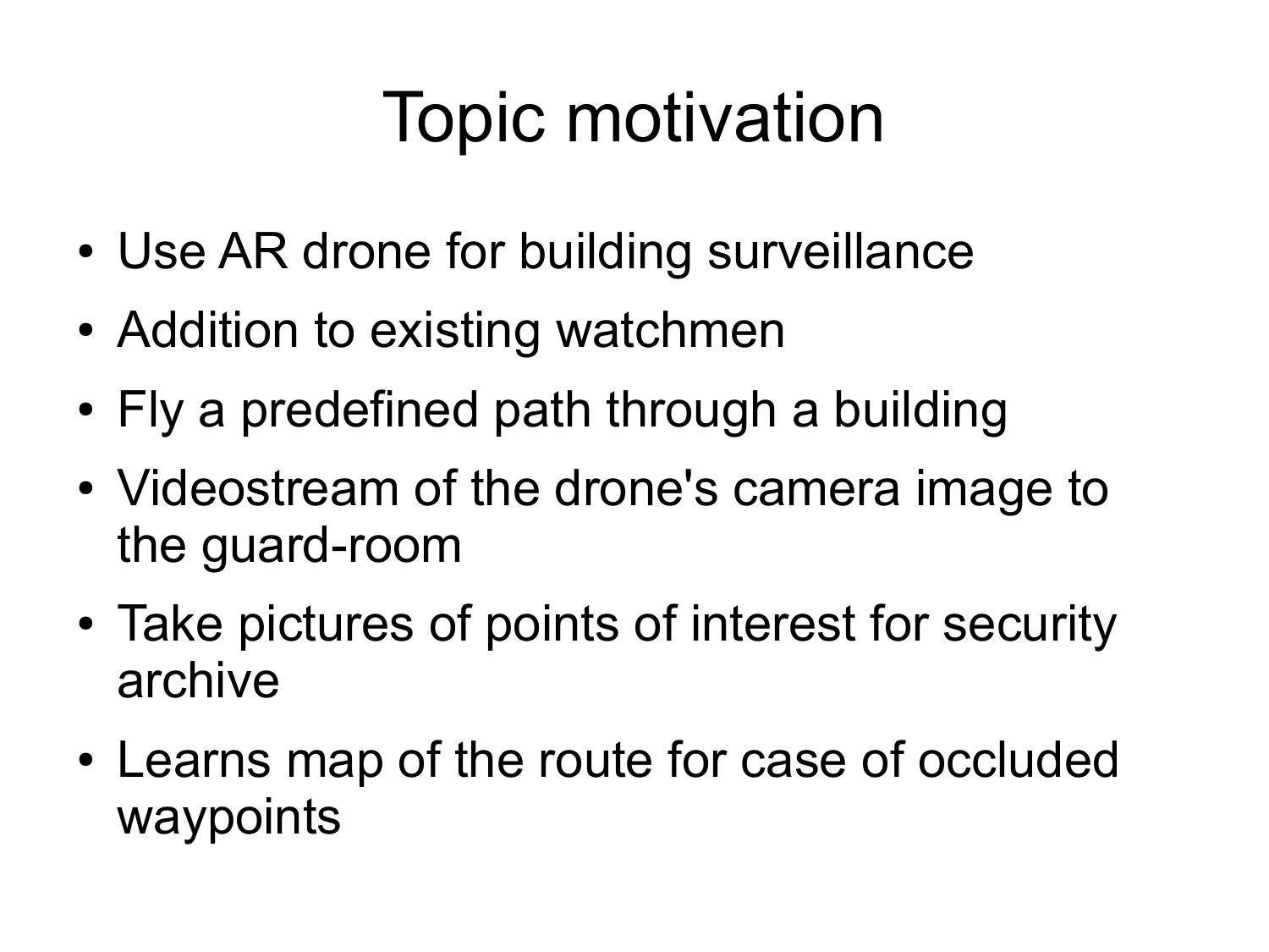# Topic motivation

- Use AR drone for building surveillance
- Addition to existing watchmen
- Fly a predefined path through a building
- Videostream of the drone's camera image to the guard-room
- Take pictures of points of interest for security archive
- Learns map of the route for case of occluded waypoints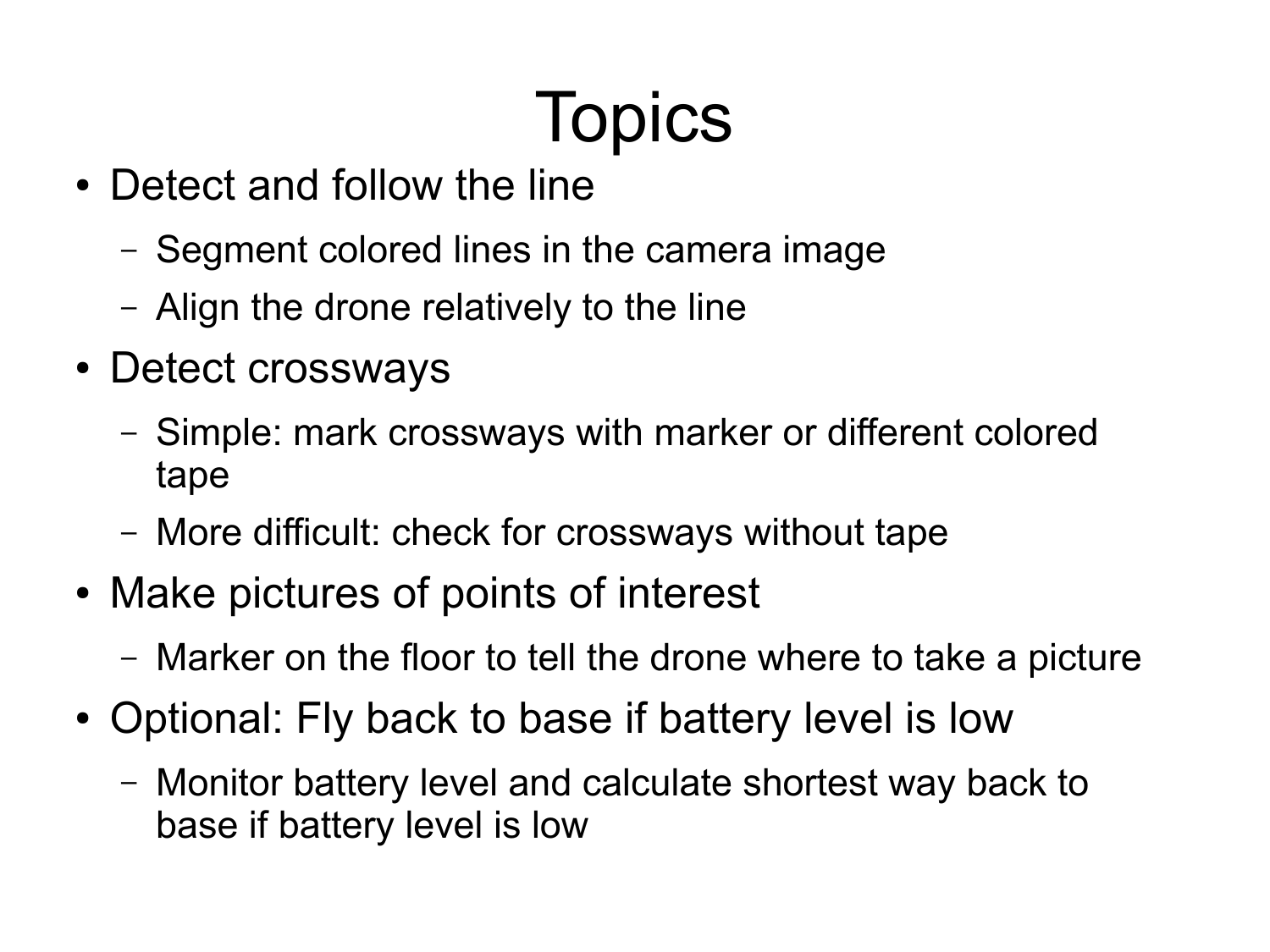# Topics

- Detect and follow the line
  - Segment colored lines in the camera image
  - Align the drone relatively to the line
- Detect crossways
  - Simple: mark crossways with marker or different colored tape
  - More difficult: check for crossways without tape
- Make pictures of points of interest
  - Marker on the floor to tell the drone where to take a picture
- Optional: Fly back to base if battery level is low
  - Monitor battery level and calculate shortest way back to base if battery level is low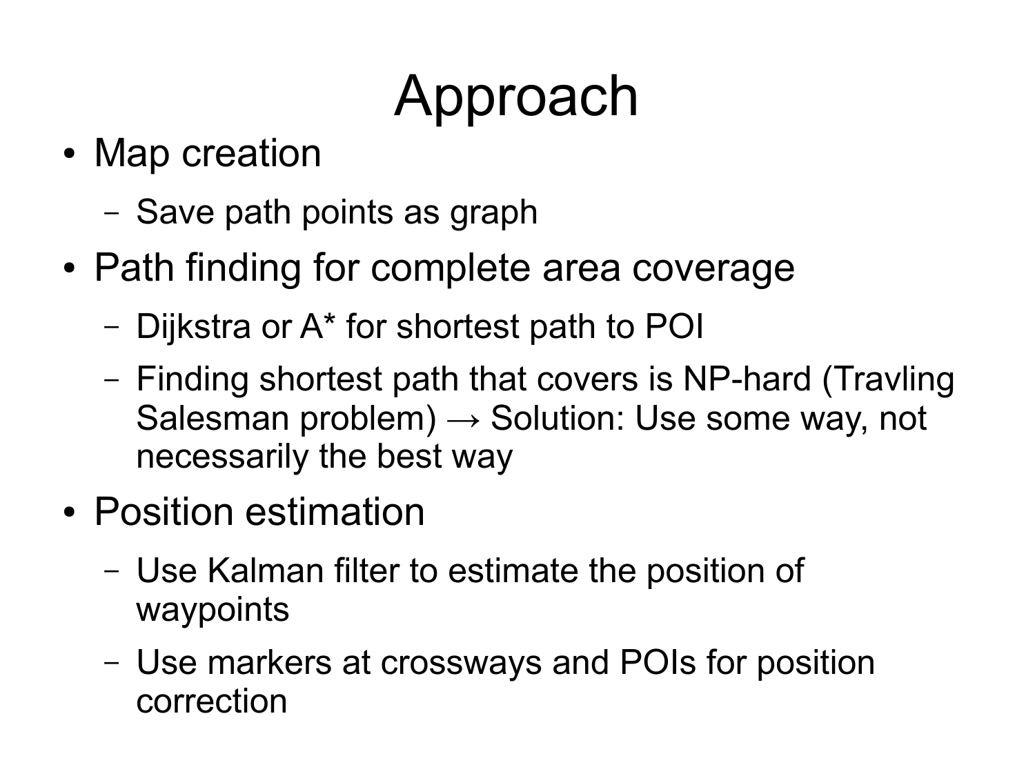# Approach

- Map creation
  - Save path points as graph
- Path finding for complete area coverage
  - Dijkstra or A* for shortest path to POI
  - Finding shortest path that covers is NP-hard (Travling Salesman problem) → Solution: Use some way, not necessarily the best way
- Position estimation
  - Use Kalman filter to estimate the position of waypoints
  - Use markers at crossways and POIs for position correction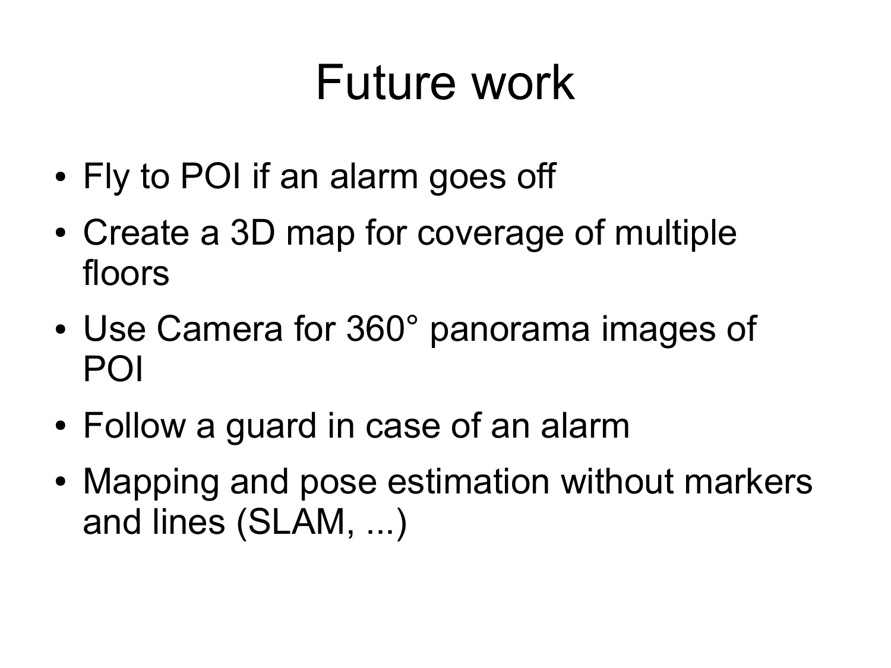# Future work

- Fly to POI if an alarm goes off
- Create a 3D map for coverage of multiple floors
- Use Camera for 360° panorama images of POI
- Follow a guard in case of an alarm
- Mapping and pose estimation without markers and lines (SLAM, ...)